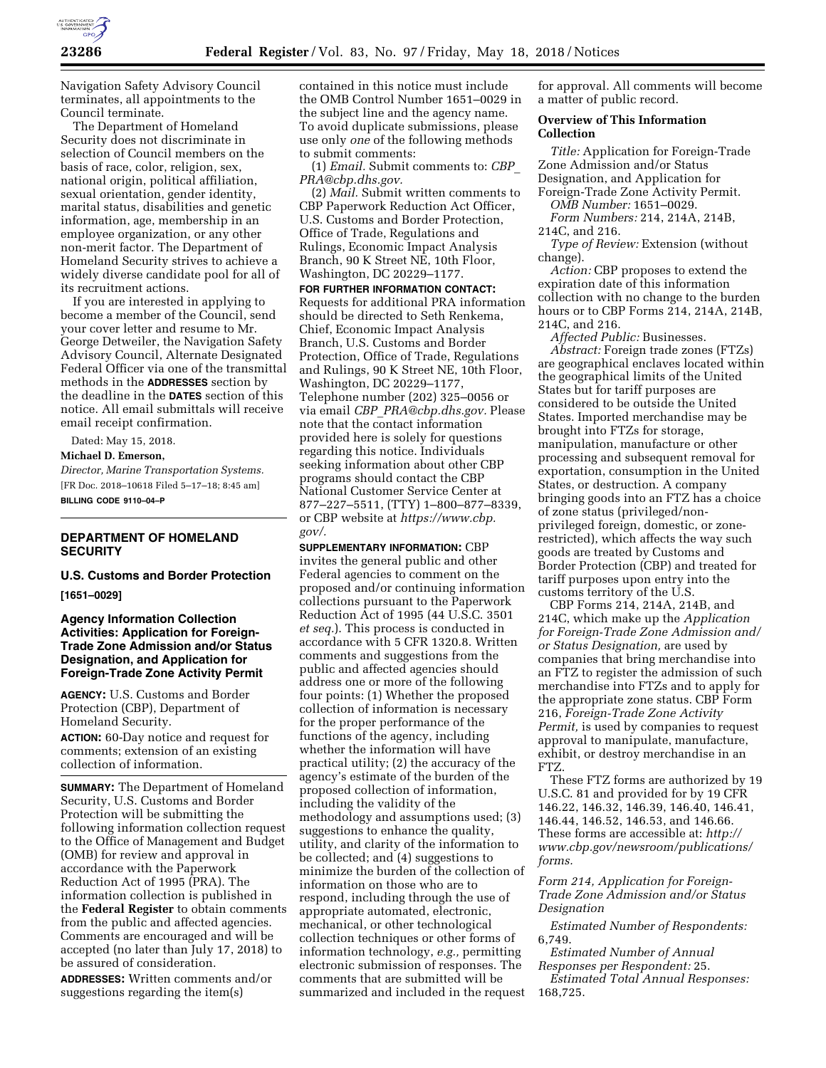Navigation Safety Advisory Council terminates, all appointments to the Council terminate.

The Department of Homeland Security does not discriminate in selection of Council members on the basis of race, color, religion, sex, national origin, political affiliation, sexual orientation, gender identity, marital status, disabilities and genetic information, age, membership in an employee organization, or any other non-merit factor. The Department of Homeland Security strives to achieve a widely diverse candidate pool for all of its recruitment actions.

If you are interested in applying to become a member of the Council, send your cover letter and resume to Mr. George Detweiler, the Navigation Safety Advisory Council, Alternate Designated Federal Officer via one of the transmittal methods in the **ADDRESSES** section by the deadline in the **DATES** section of this notice. All email submittals will receive email receipt confirmation.

Dated: May 15, 2018.

**Michael D. Emerson,**

*Director, Marine Transportation Systems.*

[FR Doc. 2018–10618 Filed 5–17–18; 8:45 am]

**BILLING CODE 9110–04–P**

## DEPARTMENT OF HOMELAND SECURITY

### U.S. Customs and Border Protection

**[1651–0029]**

### Agency Information Collection Activities: Application for Foreign-Trade Zone Admission and/or Status Designation, and Application for Foreign-Trade Zone Activity Permit

**AGENCY:** U.S. Customs and Border Protection (CBP), Department of Homeland Security.

**ACTION:** 60-Day notice and request for comments; extension of an existing collection of information.

**SUMMARY:** The Department of Homeland Security, U.S. Customs and Border Protection will be submitting the following information collection request to the Office of Management and Budget (OMB) for review and approval in accordance with the Paperwork Reduction Act of 1995 (PRA). The information collection is published in the **Federal Register** to obtain comments from the public and affected agencies. Comments are encouraged and will be accepted (no later than July 17, 2018) to be assured of consideration.

**ADDRESSES:** Written comments and/or suggestions regarding the item(s) contained in this notice must include the OMB Control Number 1651–0029 in the subject line and the agency name. To avoid duplicate submissions, please use only *one* of the following methods to submit comments:

(1) *Email.* Submit comments to: *CBP_PRA@cbp.dhs.gov.*

(2) *Mail.* Submit written comments to CBP Paperwork Reduction Act Officer, U.S. Customs and Border Protection, Office of Trade, Regulations and Rulings, Economic Impact Analysis Branch, 90 K Street NE, 10th Floor, Washington, DC 20229–1177.

**FOR FURTHER INFORMATION CONTACT:** Requests for additional PRA information should be directed to Seth Renkema, Chief, Economic Impact Analysis Branch, U.S. Customs and Border Protection, Office of Trade, Regulations and Rulings, 90 K Street NE, 10th Floor, Washington, DC 20229–1177, Telephone number (202) 325–0056 or via email *CBP_PRA@cbp.dhs.gov.* Please note that the contact information provided here is solely for questions regarding this notice. Individuals seeking information about other CBP programs should contact the CBP National Customer Service Center at 877–227–5511, (TTY) 1–800–877–8339, or CBP website at *https://www.cbp.gov/.*

**SUPPLEMENTARY INFORMATION:** CBP invites the general public and other Federal agencies to comment on the proposed and/or continuing information collections pursuant to the Paperwork Reduction Act of 1995 (44 U.S.C. 3501 *et seq.*). This process is conducted in accordance with 5 CFR 1320.8. Written comments and suggestions from the public and affected agencies should address one or more of the following four points: (1) Whether the proposed collection of information is necessary for the proper performance of the functions of the agency, including whether the information will have practical utility; (2) the accuracy of the agency's estimate of the burden of the proposed collection of information, including the validity of the methodology and assumptions used; (3) suggestions to enhance the quality, utility, and clarity of the information to be collected; and (4) suggestions to minimize the burden of the collection of information on those who are to respond, including through the use of appropriate automated, electronic, mechanical, or other technological collection techniques or other forms of information technology, *e.g.,* permitting electronic submission of responses. The comments that are submitted will be summarized and included in the request for approval. All comments will become a matter of public record.

**Overview of This Information Collection**

*Title:* Application for Foreign-Trade Zone Admission and/or Status Designation, and Application for Foreign-Trade Zone Activity Permit.

*OMB Number:* 1651–0029.

*Form Numbers:* 214, 214A, 214B, 214C, and 216.

*Type of Review:* Extension (without change).

*Action:* CBP proposes to extend the expiration date of this information collection with no change to the burden hours or to CBP Forms 214, 214A, 214B, 214C, and 216.

*Affected Public:* Businesses.

*Abstract:* Foreign trade zones (FTZs) are geographical enclaves located within the geographical limits of the United States but for tariff purposes are considered to be outside the United States. Imported merchandise may be brought into FTZs for storage, manipulation, manufacture or other processing and subsequent removal for exportation, consumption in the United States, or destruction. A company bringing goods into an FTZ has a choice of zone status (privileged/non-privileged foreign, domestic, or zone-restricted), which affects the way such goods are treated by Customs and Border Protection (CBP) and treated for tariff purposes upon entry into the customs territory of the U.S.

CBP Forms 214, 214A, 214B, and 214C, which make up the *Application for Foreign-Trade Zone Admission and/or Status Designation,* are used by companies that bring merchandise into an FTZ to register the admission of such merchandise into FTZs and to apply for the appropriate zone status. CBP Form 216, *Foreign-Trade Zone Activity Permit,* is used by companies to request approval to manipulate, manufacture, exhibit, or destroy merchandise in an FTZ.

These FTZ forms are authorized by 19 U.S.C. 81 and provided for by 19 CFR 146.22, 146.32, 146.39, 146.40, 146.41, 146.44, 146.52, 146.53, and 146.66. These forms are accessible at: *http://www.cbp.gov/newsroom/publications/forms.*

*Form 214, Application for Foreign-Trade Zone Admission and/or Status Designation*

*Estimated Number of Respondents:* 6,749.

*Estimated Number of Annual Responses per Respondent:* 25.

*Estimated Total Annual Responses:* 168,725.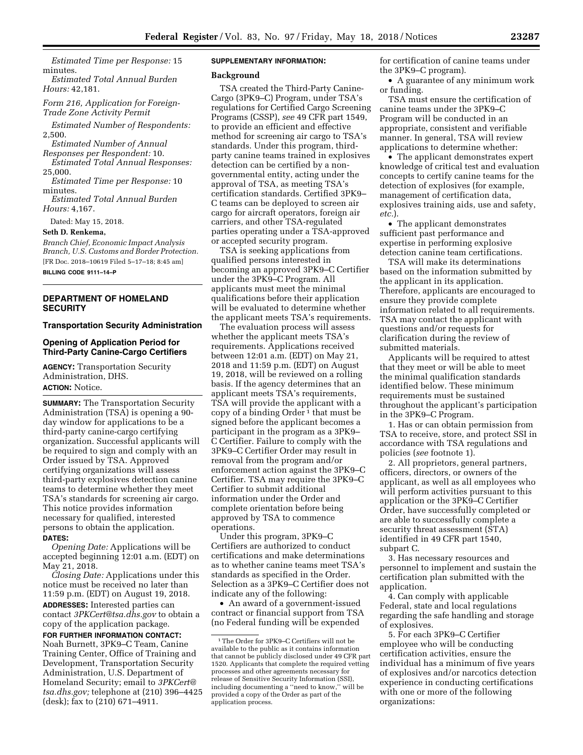*Estimated Time per Response:* 15 minutes.

*Estimated Total Annual Burden Hours:* 42,181.

*Form 216, Application for Foreign-Trade Zone Activity Permit*

*Estimated Number of Respondents:* 2,500.

*Estimated Number of Annual Responses per Respondent:* 10.

*Estimated Total Annual Responses:* 25,000.

*Estimated Time per Response:* 10 minutes.

*Estimated Total Annual Burden Hours:* 4,167.

Dated: May 15, 2018.

**Seth D. Renkema,**

*Branch Chief, Economic Impact Analysis Branch, U.S. Customs and Border Protection.*

[FR Doc. 2018–10619 Filed 5–17–18; 8:45 am]

**BILLING CODE 9111–14–P**

## DEPARTMENT OF HOMELAND SECURITY

### Transportation Security Administration

### Opening of Application Period for Third-Party Canine-Cargo Certifiers

**AGENCY:** Transportation Security Administration, DHS.

**ACTION:** Notice.

**SUMMARY:** The Transportation Security Administration (TSA) is opening a 90-day window for applications to be a third-party canine-cargo certifying organization. Successful applicants will be required to sign and comply with an Order issued by TSA. Approved certifying organizations will assess third-party explosives detection canine teams to determine whether they meet TSA's standards for screening air cargo. This notice provides information necessary for qualified, interested persons to obtain the application.

**DATES:**

*Opening Date:* Applications will be accepted beginning 12:01 a.m. (EDT) on May 21, 2018.

*Closing Date:* Applications under this notice must be received no later than 11:59 p.m. (EDT) on August 19, 2018.

**ADDRESSES:** Interested parties can contact *3PKCert@tsa.dhs.gov* to obtain a copy of the application package.

**FOR FURTHER INFORMATION CONTACT:** Noah Burnett, 3PK9–C Team, Canine Training Center, Office of Training and Development, Transportation Security Administration, U.S. Department of Homeland Security; email to *3PKCert@tsa.dhs.gov;* telephone at (210) 396–4425 (desk); fax to (210) 671–4911.

**SUPPLEMENTARY INFORMATION:**

**Background**

TSA created the Third-Party Canine-Cargo (3PK9–C) Program, under TSA's regulations for Certified Cargo Screening Programs (CSSP), *see* 49 CFR part 1549, to provide an efficient and effective method for screening air cargo to TSA's standards. Under this program, third-party canine teams trained in explosives detection can be certified by a non-governmental entity, acting under the approval of TSA, as meeting TSA's certification standards. Certified 3PK9–C teams can be deployed to screen air cargo for aircraft operators, foreign air carriers, and other TSA-regulated parties operating under a TSA-approved or accepted security program.

TSA is seeking applications from qualified persons interested in becoming an approved 3PK9–C Certifier under the 3PK9–C Program. All applicants must meet the minimal qualifications before their application will be evaluated to determine whether the applicant meets TSA's requirements.

The evaluation process will assess whether the applicant meets TSA's requirements. Applications received between 12:01 a.m. (EDT) on May 21, 2018 and 11:59 p.m. (EDT) on August 19, 2018, will be reviewed on a rolling basis. If the agency determines that an applicant meets TSA's requirements, TSA will provide the applicant with a copy of a binding Order [1] that must be signed before the applicant becomes a participant in the program as a 3PK9–C Certifier. Failure to comply with the 3PK9–C Certifier Order may result in removal from the program and/or enforcement action against the 3PK9–C Certifier. TSA may require the 3PK9–C Certifier to submit additional information under the Order and complete orientation before being approved by TSA to commence operations.

Under this program, 3PK9–C Certifiers are authorized to conduct certifications and make determinations as to whether canine teams meet TSA's standards as specified in the Order. Selection as a 3PK9–C Certifier does not indicate any of the following:

- An award of a government-issued contract or financial support from TSA (no Federal funding will be expended for certification of canine teams under the 3PK9–C program).
- A guarantee of any minimum work or funding.

TSA must ensure the certification of canine teams under the 3PK9–C Program will be conducted in an appropriate, consistent and verifiable manner. In general, TSA will review applications to determine whether:

- The applicant demonstrates expert knowledge of critical test and evaluation concepts to certify canine teams for the detection of explosives (for example, management of certification data, explosives training aids, use and safety, *etc.*).
- The applicant demonstrates sufficient past performance and expertise in performing explosive detection canine team certifications.

TSA will make its determinations based on the information submitted by the applicant in its application. Therefore, applicants are encouraged to ensure they provide complete information related to all requirements. TSA may contact the applicant with questions and/or requests for clarification during the review of submitted materials.

Applicants will be required to attest that they meet or will be able to meet the minimal qualification standards identified below. These minimum requirements must be sustained throughout the applicant's participation in the 3PK9–C Program.

1. Has or can obtain permission from TSA to receive, store, and protect SSI in accordance with TSA regulations and policies (*see* footnote 1).
2. All proprietors, general partners, officers, directors, or owners of the applicant, as well as all employees who will perform activities pursuant to this application or the 3PK9–C Certifier Order, have successfully completed or are able to successfully complete a security threat assessment (STA) identified in 49 CFR part 1540, subpart C.
3. Has necessary resources and personnel to implement and sustain the certification plan submitted with the application.
4. Can comply with applicable Federal, state and local regulations regarding the safe handling and storage of explosives.
5. For each 3PK9–C Certifier employee who will be conducting certification activities, ensure the individual has a minimum of five years of explosives and/or narcotics detection experience in conducting certifications with one or more of the following organizations:

[1] The Order for 3PK9–C Certifiers will not be available to the public as it contains information that cannot be publicly disclosed under 49 CFR part 1520. Applicants that complete the required vetting processes and other agreements necessary for release of Sensitive Security Information (SSI), including documenting a "need to know," will be provided a copy of the Order as part of the application process.